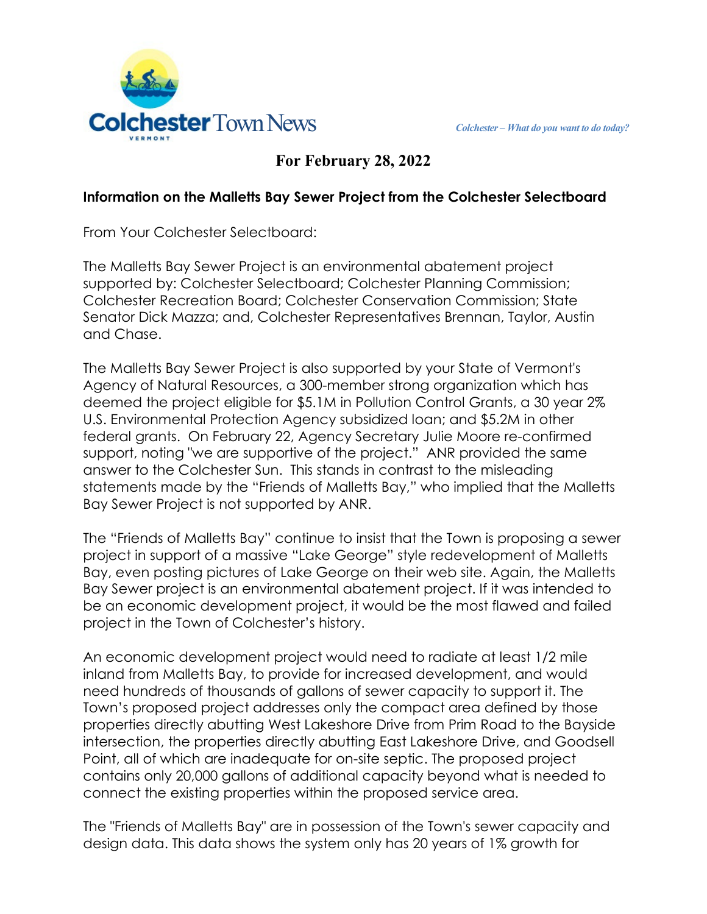**Colchester** Town News

VERMONT

*Colchester – What do you want to do today?*

## For February 28, 2022

### Information on the Malletts Bay Sewer Project from the Colchester Selectboard

From Your Colchester Selectboard:

The Malletts Bay Sewer Project is an environmental abatement project supported by: Colchester Selectboard; Colchester Planning Commission; Colchester Recreation Board; Colchester Conservation Commission; State Senator Dick Mazza; and, Colchester Representatives Brennan, Taylor, Austin and Chase.

The Malletts Bay Sewer Project is also supported by your State of Vermont's Agency of Natural Resources, a 300-member strong organization which has deemed the project eligible for $5.1M in Pollution Control Grants, a 30 year 2% U.S. Environmental Protection Agency subsidized loan; and $5.2M in other federal grants. On February 22, Agency Secretary Julie Moore re-confirmed support, noting "we are supportive of the project." ANR provided the same answer to the Colchester Sun. This stands in contrast to the misleading statements made by the "Friends of Malletts Bay," who implied that the Malletts Bay Sewer Project is not supported by ANR.

The "Friends of Malletts Bay" continue to insist that the Town is proposing a sewer project in support of a massive "Lake George" style redevelopment of Malletts Bay, even posting pictures of Lake George on their web site. Again, the Malletts Bay Sewer project is an environmental abatement project. If it was intended to be an economic development project, it would be the most flawed and failed project in the Town of Colchester's history.

An economic development project would need to radiate at least 1/2 mile inland from Malletts Bay, to provide for increased development, and would need hundreds of thousands of gallons of sewer capacity to support it. The Town's proposed project addresses only the compact area defined by those properties directly abutting West Lakeshore Drive from Prim Road to the Bayside intersection, the properties directly abutting East Lakeshore Drive, and Goodsell Point, all of which are inadequate for on-site septic. The proposed project contains only 20,000 gallons of additional capacity beyond what is needed to connect the existing properties within the proposed service area.

The "Friends of Malletts Bay" are in possession of the Town's sewer capacity and design data. This data shows the system only has 20 years of 1% growth for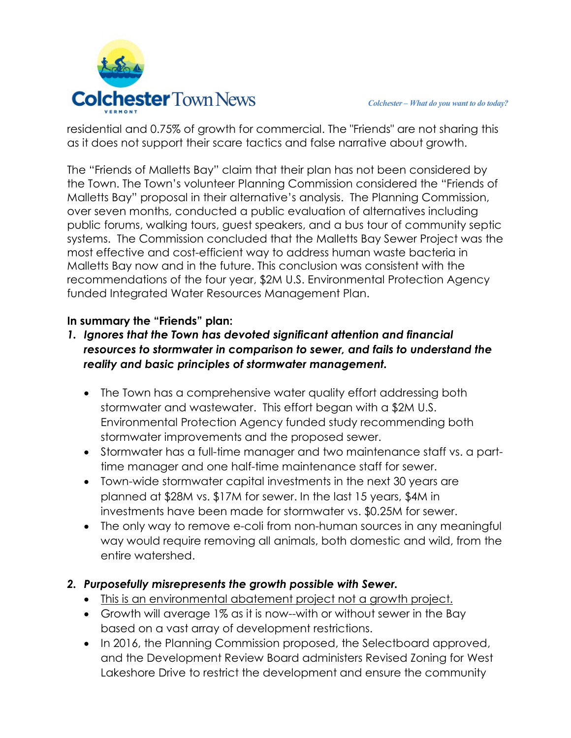residential and 0.75% of growth for commercial. The "Friends" are not sharing this as it does not support their scare tactics and false narrative about growth.

The "Friends of Malletts Bay" claim that their plan has not been considered by the Town. The Town's volunteer Planning Commission considered the "Friends of Malletts Bay" proposal in their alternative's analysis. The Planning Commission, over seven months, conducted a public evaluation of alternatives including public forums, walking tours, guest speakers, and a bus tour of community septic systems. The Commission concluded that the Malletts Bay Sewer Project was the most effective and cost-efficient way to address human waste bacteria in Malletts Bay now and in the future. This conclusion was consistent with the recommendations of the four year, $2M U.S. Environmental Protection Agency funded Integrated Water Resources Management Plan.

**In summary the "Friends" plan:**

1. ***Ignores that the Town has devoted significant attention and financial resources to stormwater in comparison to sewer, and fails to understand the reality and basic principles of stormwater management.***
   - The Town has a comprehensive water quality effort addressing both stormwater and wastewater. This effort began with a $2M U.S. Environmental Protection Agency funded study recommending both stormwater improvements and the proposed sewer.
   - Stormwater has a full-time manager and two maintenance staff vs. a part-time manager and one half-time maintenance staff for sewer.
   - Town-wide stormwater capital investments in the next 30 years are planned at $28M vs. $17M for sewer. In the last 15 years, $4M in investments have been made for stormwater vs. $0.25M for sewer.
   - The only way to remove e-coli from non-human sources in any meaningful way would require removing all animals, both domestic and wild, from the entire watershed.

2. ***Purposefully misrepresents the growth possible with Sewer.***
   - <u>This is an environmental abatement project not a growth project.</u>
   - Growth will average 1% as it is now--with or without sewer in the Bay based on a vast array of development restrictions.
   - In 2016, the Planning Commission proposed, the Selectboard approved, and the Development Review Board administers Revised Zoning for West Lakeshore Drive to restrict the development and ensure the community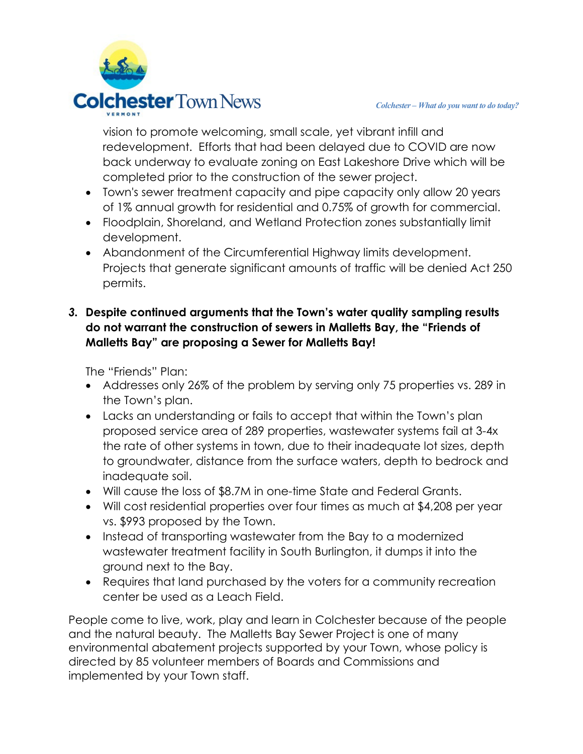vision to promote welcoming, small scale, yet vibrant infill and redevelopment. Efforts that had been delayed due to COVID are now back underway to evaluate zoning on East Lakeshore Drive which will be completed prior to the construction of the sewer project.

- Town's sewer treatment capacity and pipe capacity only allow 20 years of 1% annual growth for residential and 0.75% of growth for commercial.
- Floodplain, Shoreland, and Wetland Protection zones substantially limit development.
- Abandonment of the Circumferential Highway limits development. Projects that generate significant amounts of traffic will be denied Act 250 permits.

**3. Despite continued arguments that the Town's water quality sampling results do not warrant the construction of sewers in Malletts Bay, the "Friends of Malletts Bay" are proposing a Sewer for Malletts Bay!**

The "Friends" Plan:

- Addresses only 26% of the problem by serving only 75 properties vs. 289 in the Town's plan.
- Lacks an understanding or fails to accept that within the Town's plan proposed service area of 289 properties, wastewater systems fail at 3-4x the rate of other systems in town, due to their inadequate lot sizes, depth to groundwater, distance from the surface waters, depth to bedrock and inadequate soil.
- Will cause the loss of $8.7M in one-time State and Federal Grants.
- Will cost residential properties over four times as much at $4,208 per year vs. $993 proposed by the Town.
- Instead of transporting wastewater from the Bay to a modernized wastewater treatment facility in South Burlington, it dumps it into the ground next to the Bay.
- Requires that land purchased by the voters for a community recreation center be used as a Leach Field.

People come to live, work, play and learn in Colchester because of the people and the natural beauty. The Malletts Bay Sewer Project is one of many environmental abatement projects supported by your Town, whose policy is directed by 85 volunteer members of Boards and Commissions and implemented by your Town staff.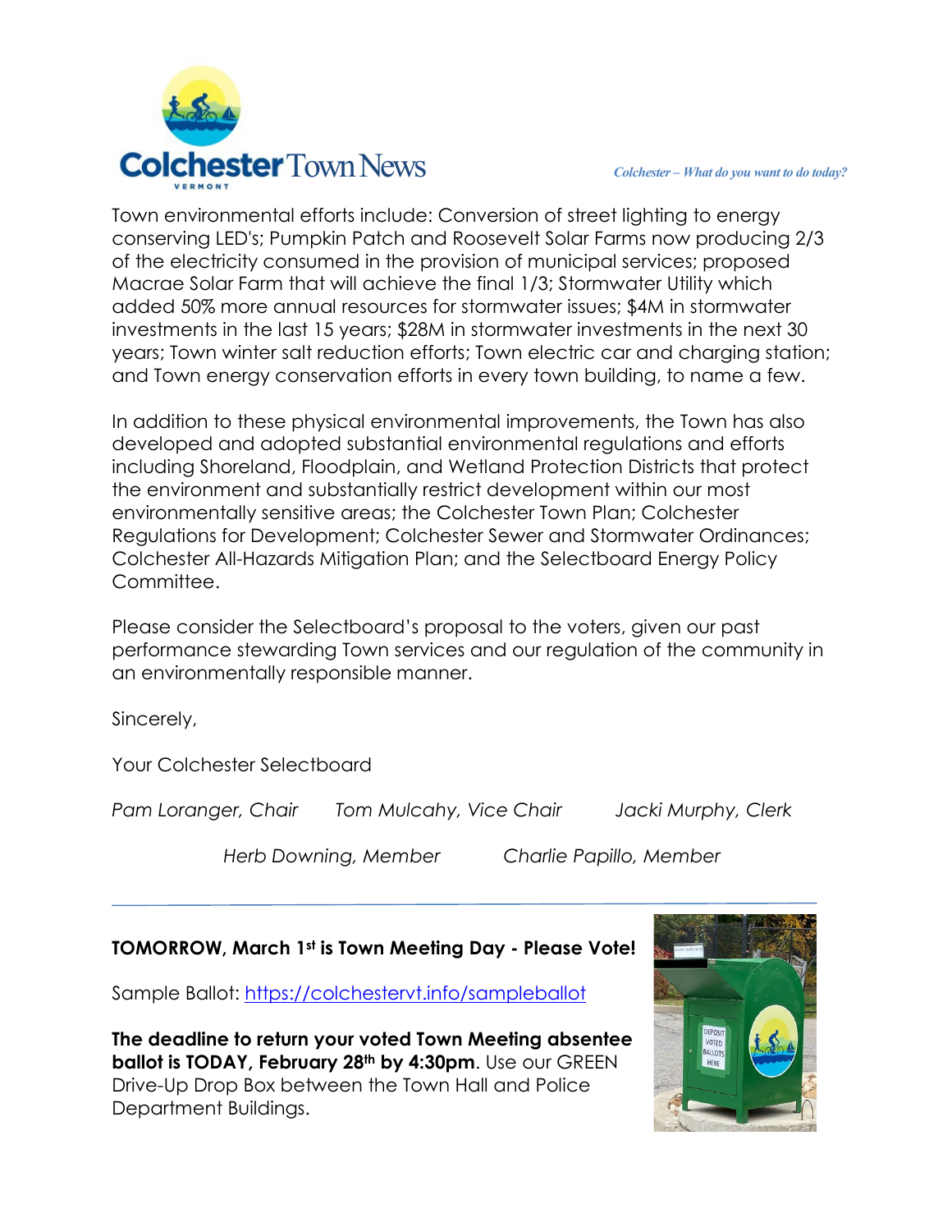Town environmental efforts include: Conversion of street lighting to energy conserving LED's; Pumpkin Patch and Roosevelt Solar Farms now producing 2/3 of the electricity consumed in the provision of municipal services; proposed Macrae Solar Farm that will achieve the final 1/3; Stormwater Utility which added 50% more annual resources for stormwater issues; $4M in stormwater investments in the last 15 years; $28M in stormwater investments in the next 30 years; Town winter salt reduction efforts; Town electric car and charging station; and Town energy conservation efforts in every town building, to name a few.

In addition to these physical environmental improvements, the Town has also developed and adopted substantial environmental regulations and efforts including Shoreland, Floodplain, and Wetland Protection Districts that protect the environment and substantially restrict development within our most environmentally sensitive areas; the Colchester Town Plan; Colchester Regulations for Development; Colchester Sewer and Stormwater Ordinances; Colchester All-Hazards Mitigation Plan; and the Selectboard Energy Policy Committee.

Please consider the Selectboard's proposal to the voters, given our past performance stewarding Town services and our regulation of the community in an environmentally responsible manner.

Sincerely,

Your Colchester Selectboard

*Pam Loranger, Chair* *Tom Mulcahy, Vice Chair* *Jacki Murphy, Clerk*

*Herb Downing, Member* *Charlie Papillo, Member*

---

**TOMORROW, March 1st is Town Meeting Day - Please Vote!**

Sample Ballot: https://colchestervt.info/sampleballot

**The deadline to return your voted Town Meeting absentee ballot is TODAY, February 28th by 4:30pm**. Use our GREEN Drive-Up Drop Box between the Town Hall and Police Department Buildings.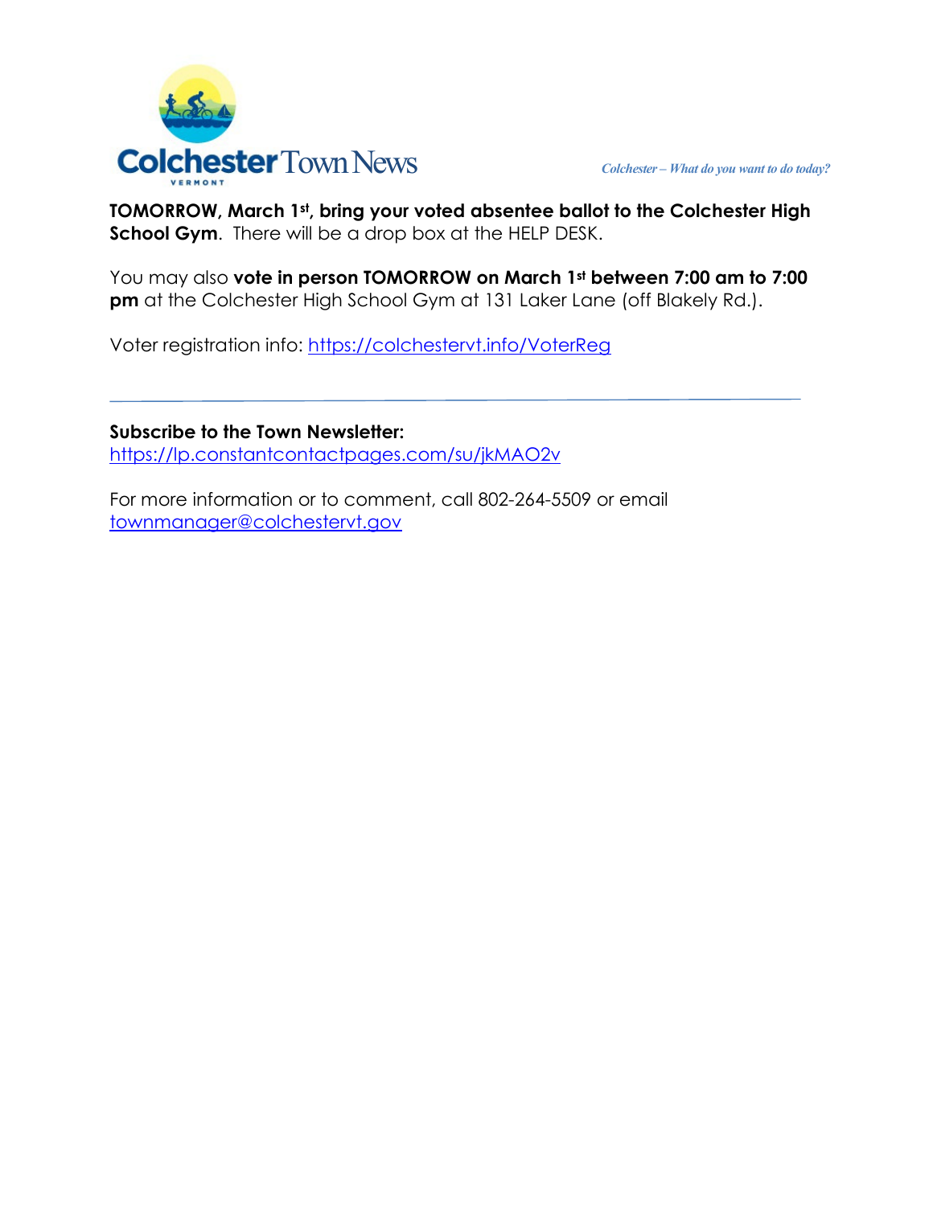Colchester Town News

VERMONT

*Colchester – What do you want to do today?*

**TOMORROW, March 1st, bring your voted absentee ballot to the Colchester High School Gym**. There will be a drop box at the HELP DESK.

You may also **vote in person TOMORROW on March 1st between 7:00 am to 7:00 pm** at the Colchester High School Gym at 131 Laker Lane (off Blakely Rd.).

Voter registration info: https://colchestervt.info/VoterReg

---

**Subscribe to the Town Newsletter:**
https://lp.constantcontactpages.com/su/jkMAO2v

For more information or to comment, call 802-264-5509 or email townmanager@colchestervt.gov